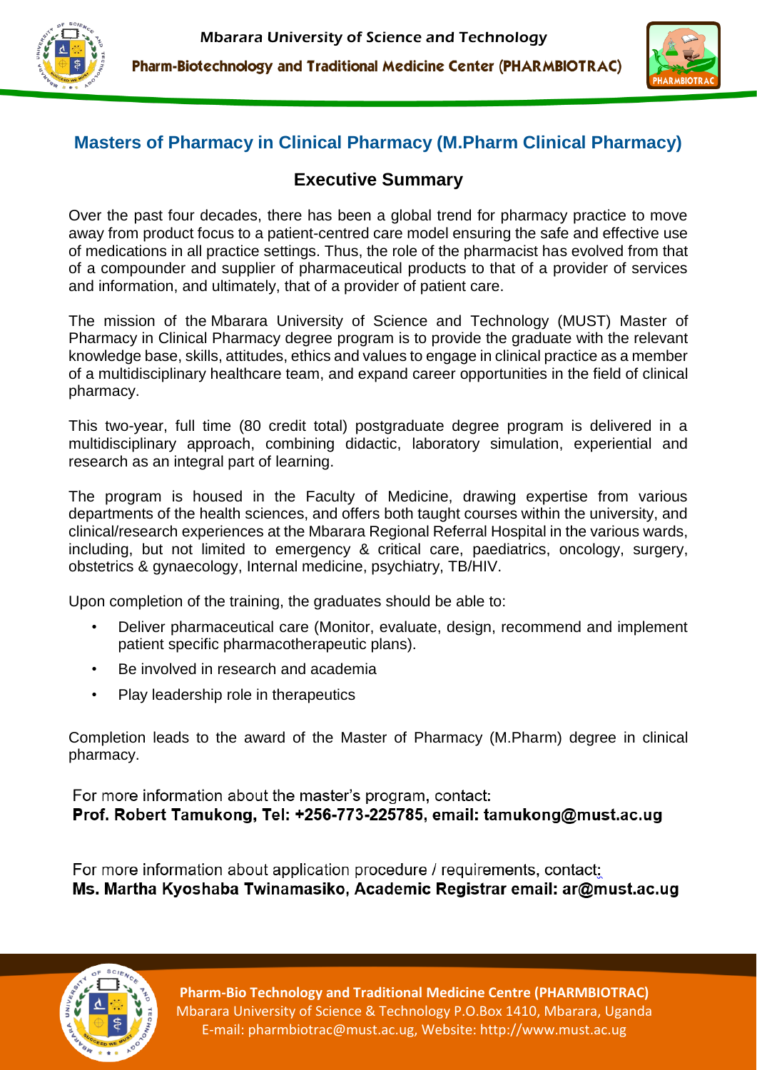Mbarara University of Science and Technology

Pharm-Biotechnology and Traditional Medicine Center (PHARMBIOTRAC)

# Masters of Pharmacy in Clinical Pharmacy (M.Pharm Clinical Pharmacy)

## Executive Summary

Over the past four decades, there has been a global trend for pharmacy practice to move away from product focus to a patient-centred care model ensuring the safe and effective use of medications in all practice settings. Thus, the role of the pharmacist has evolved from that of a compounder and supplier of pharmaceutical products to that of a provider of services and information, and ultimately, that of a provider of patient care.

The mission of the Mbarara University of Science and Technology (MUST) Master of Pharmacy in Clinical Pharmacy degree program is to provide the graduate with the relevant knowledge base, skills, attitudes, ethics and values to engage in clinical practice as a member of a multidisciplinary healthcare team, and expand career opportunities in the field of clinical pharmacy.

This two-year, full time (80 credit total) postgraduate degree program is delivered in a multidisciplinary approach, combining didactic, laboratory simulation, experiential and research as an integral part of learning.

The program is housed in the Faculty of Medicine, drawing expertise from various departments of the health sciences, and offers both taught courses within the university, and clinical/research experiences at the Mbarara Regional Referral Hospital in the various wards, including, but not limited to emergency & critical care, paediatrics, oncology, surgery, obstetrics & gynaecology, Internal medicine, psychiatry, TB/HIV.

Upon completion of the training, the graduates should be able to:

- Deliver pharmaceutical care (Monitor, evaluate, design, recommend and implement patient specific pharmacotherapeutic plans).
- Be involved in research and academia
- Play leadership role in therapeutics

Completion leads to the award of the Master of Pharmacy (M.Pharm) degree in clinical pharmacy.

For more information about the master's program, contact:
**Prof. Robert Tamukong, Tel: +256-773-225785, email: tamukong@must.ac.ug**

For more information about application procedure / requirements, contact:
**Ms. Martha Kyoshaba Twinamasiko, Academic Registrar email: ar@must.ac.ug**

**Pharm-Bio Technology and Traditional Medicine Centre (PHARMBIOTRAC)**
Mbarara University of Science & Technology P.O.Box 1410, Mbarara, Uganda
E-mail: pharmbiotrac@must.ac.ug, Website: http://www.must.ac.ug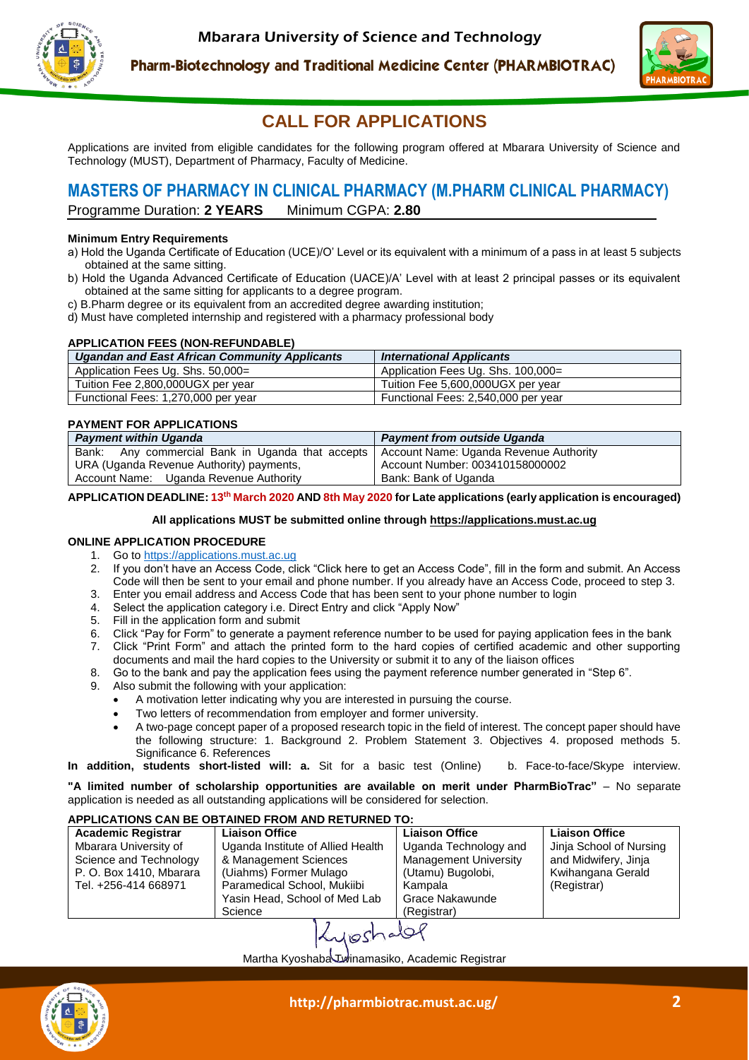Mbarara University of Science and Technology

Pharm-Biotechnology and Traditional Medicine Center (PHARMBIOTRAC)

# CALL FOR APPLICATIONS

Applications are invited from eligible candidates for the following program offered at Mbarara University of Science and Technology (MUST), Department of Pharmacy, Faculty of Medicine.

## MASTERS OF PHARMACY IN CLINICAL PHARMACY (M.PHARM CLINICAL PHARMACY)

Programme Duration: **2 YEARS** Minimum CGPA: **2.80**

**Minimum Entry Requirements**

a) Hold the Uganda Certificate of Education (UCE)/O' Level or its equivalent with a minimum of a pass in at least 5 subjects obtained at the same sitting.

b) Hold the Uganda Advanced Certificate of Education (UACE)/A' Level with at least 2 principal passes or its equivalent obtained at the same sitting for applicants to a degree program.

c) B.Pharm degree or its equivalent from an accredited degree awarding institution;

d) Must have completed internship and registered with a pharmacy professional body

**APPLICATION FEES (NON-REFUNDABLE)**

| *Ugandan and East African Community Applicants* | *International Applicants* |
|---|---|
| Application Fees Ug. Shs. 50,000= | Application Fees Ug. Shs. 100,000= |
| Tuition Fee 2,800,000UGX per year | Tuition Fee 5,600,000UGX per year |
| Functional Fees: 1,270,000 per year | Functional Fees: 2,540,000 per year |

**PAYMENT FOR APPLICATIONS**

| *Payment within Uganda* | *Payment from outside Uganda* |
|---|---|
| Bank: Any commercial Bank in Uganda that accepts URA (Uganda Revenue Authority) payments, | Account Name: Uganda Revenue Authority<br>Account Number: 003410158000002 |
| Account Name: Uganda Revenue Authority | Bank: Bank of Uganda |

**APPLICATION DEADLINE: 13th March 2020 AND 8th May 2020 for Late applications (early application is encouraged)**

**All applications MUST be submitted online through https://applications.must.ac.ug**

**ONLINE APPLICATION PROCEDURE**

1. Go to https://applications.must.ac.ug
2. If you don't have an Access Code, click "Click here to get an Access Code", fill in the form and submit. An Access Code will then be sent to your email and phone number. If you already have an Access Code, proceed to step 3.
3. Enter you email address and Access Code that has been sent to your phone number to login
4. Select the application category i.e. Direct Entry and click "Apply Now"
5. Fill in the application form and submit
6. Click "Pay for Form" to generate a payment reference number to be used for paying application fees in the bank
7. Click "Print Form" and attach the printed form to the hard copies of certified academic and other supporting documents and mail the hard copies to the University or submit it to any of the liaison offices
8. Go to the bank and pay the application fees using the payment reference number generated in "Step 6".
9. Also submit the following with your application:
   - A motivation letter indicating why you are interested in pursuing the course.
   - Two letters of recommendation from employer and former university.
   - A two-page concept paper of a proposed research topic in the field of interest. The concept paper should have the following structure: 1. Background 2. Problem Statement 3. Objectives 4. proposed methods 5. Significance 6. References

**In addition, students short-listed will: a.** Sit for a basic test (Online) b. Face-to-face/Skype interview.

**"A limited number of scholarship opportunities are available on merit under PharmBioTrac"** – No separate application is needed as all outstanding applications will be considered for selection.

**APPLICATIONS CAN BE OBTAINED FROM AND RETURNED TO:**

| **Academic Registrar** | **Liaison Office** | **Liaison Office** | **Liaison Office** |
|---|---|---|---|
| Mbarara University of Science and Technology<br>P. O. Box 1410, Mbarara<br>Tel. +256-414 668971 | Uganda Institute of Allied Health & Management Sciences (Uiahms) Former Mulago Paramedical School, Mukiibi<br>Yasin Head, School of Med Lab Science | Uganda Technology and Management University (Utamu) Bugolobi, Kampala<br>Grace Nakawunde (Registrar) | Jinja School of Nursing and Midwifery, Jinja<br>Kwihangana Gerald (Registrar) |

Martha Kyoshaba Twinamasiko, Academic Registrar

http://pharmbiotrac.must.ac.ug/